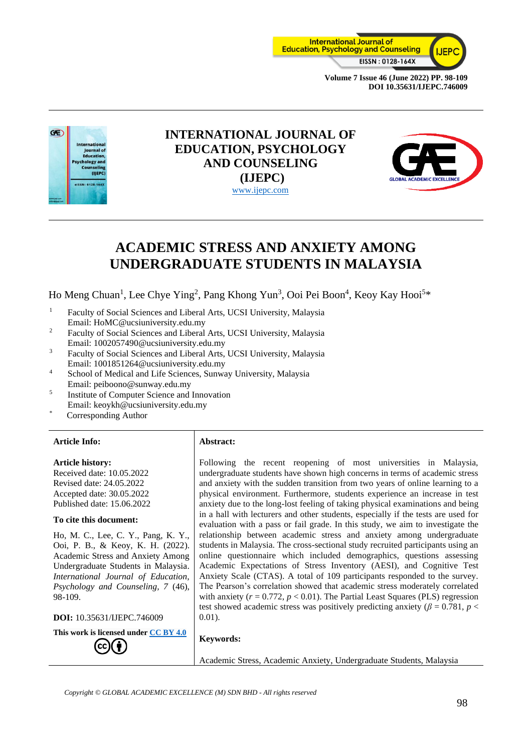# INTERNATIONAL JOURNAL OF EDUCATION, PSYCHOLOGY AND COUNSELING (IJEPC)

www.ijepc.com

# ACADEMIC STRESS AND ANXIETY AMONG UNDERGRADUATE STUDENTS IN MALAYSIA

Ho Meng Chuan[1], Lee Chye Ying[2], Pang Khong Yun[3], Ooi Pei Boon[4], Keoy Kay Hooi[5]*

[1] Faculty of Social Sciences and Liberal Arts, UCSI University, Malaysia
Email: HoMC@ucsiuniversity.edu.my

[2] Faculty of Social Sciences and Liberal Arts, UCSI University, Malaysia
Email: 1002057490@ucsiuniversity.edu.my

[3] Faculty of Social Sciences and Liberal Arts, UCSI University, Malaysia
Email: 1001851264@ucsiuniversity.edu.my

[4] School of Medical and Life Sciences, Sunway University, Malaysia
Email: peiboono@sunway.edu.my

[5] Institute of Computer Science and Innovation
Email: keoykh@ucsiuniversity.edu.my

[*] Corresponding Author

**Article Info:**

**Article history:**
Received date: 10.05.2022
Revised date: 24.05.2022
Accepted date: 30.05.2022
Published date: 15.06.2022

**To cite this document:**

Ho, M. C., Lee, C. Y., Pang, K. Y., Ooi, P. B., & Keoy, K. H. (2022). Academic Stress and Anxiety Among Undergraduate Students in Malaysia. *International Journal of Education, Psychology and Counseling, 7* (46), 98-109.

**DOI:** 10.35631/IJEPC.746009

**This work is licensed under CC BY 4.0**

**Abstract:**

Following the recent reopening of most universities in Malaysia, undergraduate students have shown high concerns in terms of academic stress and anxiety with the sudden transition from two years of online learning to a physical environment. Furthermore, students experience an increase in test anxiety due to the long-lost feeling of taking physical examinations and being in a hall with lecturers and other students, especially if the tests are used for evaluation with a pass or fail grade. In this study, we aim to investigate the relationship between academic stress and anxiety among undergraduate students in Malaysia. The cross-sectional study recruited participants using an online questionnaire which included demographics, questions assessing Academic Expectations of Stress Inventory (AESI), and Cognitive Test Anxiety Scale (CTAS). A total of 109 participants responded to the survey. The Pearson's correlation showed that academic stress moderately correlated with anxiety ($r$ = 0.772, $p$ < 0.01). The Partial Least Squares (PLS) regression test showed academic stress was positively predicting anxiety ($\beta$ = 0.781, $p$ < 0.01).

**Keywords:**

Academic Stress, Academic Anxiety, Undergraduate Students, Malaysia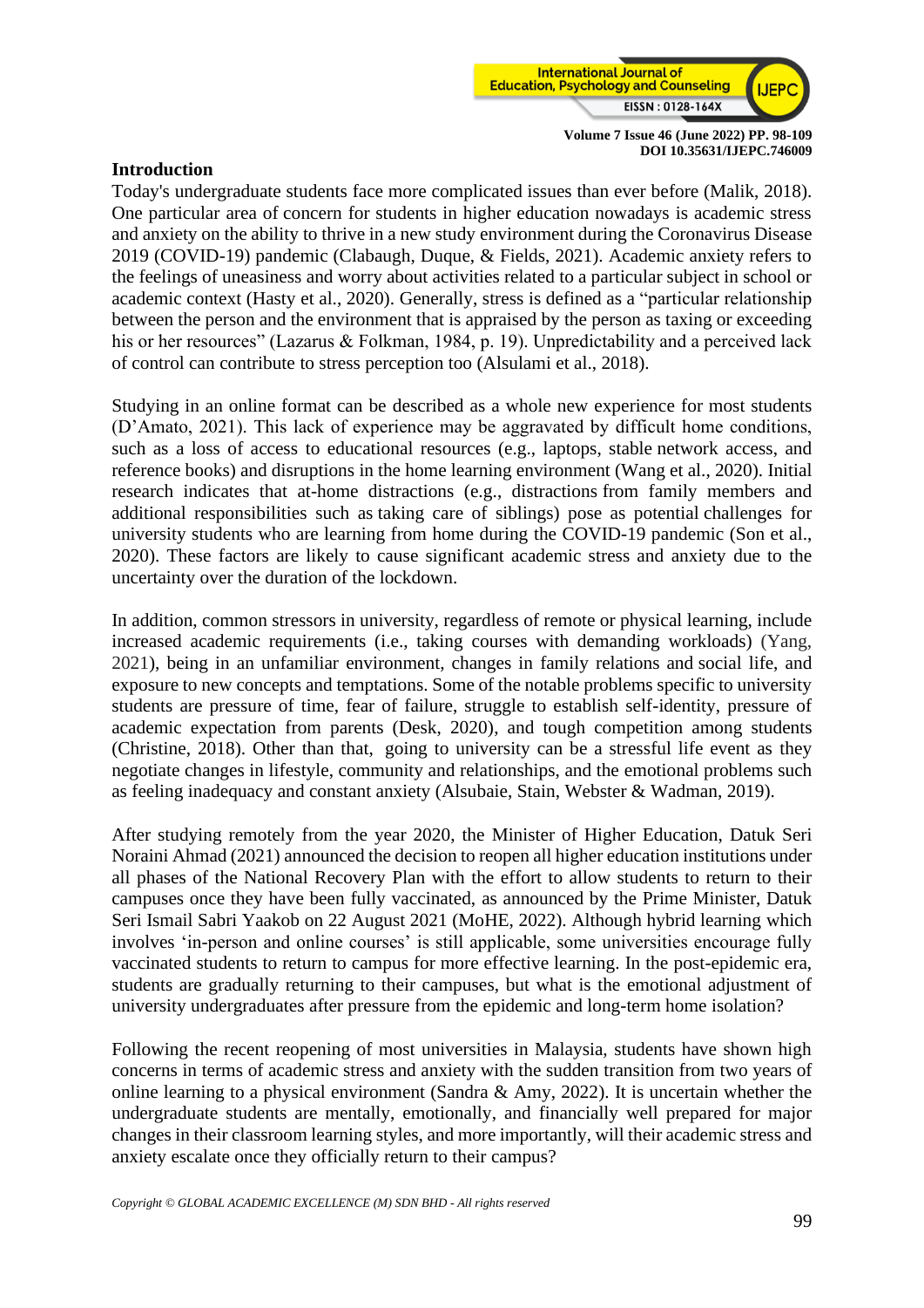## Introduction

Today's undergraduate students face more complicated issues than ever before (Malik, 2018). One particular area of concern for students in higher education nowadays is academic stress and anxiety on the ability to thrive in a new study environment during the Coronavirus Disease 2019 (COVID-19) pandemic (Clabaugh, Duque, & Fields, 2021). Academic anxiety refers to the feelings of uneasiness and worry about activities related to a particular subject in school or academic context (Hasty et al., 2020). Generally, stress is defined as a "particular relationship between the person and the environment that is appraised by the person as taxing or exceeding his or her resources" (Lazarus & Folkman, 1984, p. 19). Unpredictability and a perceived lack of control can contribute to stress perception too (Alsulami et al., 2018).

Studying in an online format can be described as a whole new experience for most students (D'Amato, 2021). This lack of experience may be aggravated by difficult home conditions, such as a loss of access to educational resources (e.g., laptops, stable network access, and reference books) and disruptions in the home learning environment (Wang et al., 2020). Initial research indicates that at-home distractions (e.g., distractions from family members and additional responsibilities such as taking care of siblings) pose as potential challenges for university students who are learning from home during the COVID-19 pandemic (Son et al., 2020). These factors are likely to cause significant academic stress and anxiety due to the uncertainty over the duration of the lockdown.

In addition, common stressors in university, regardless of remote or physical learning, include increased academic requirements (i.e., taking courses with demanding workloads) (Yang, 2021), being in an unfamiliar environment, changes in family relations and social life, and exposure to new concepts and temptations. Some of the notable problems specific to university students are pressure of time, fear of failure, struggle to establish self-identity, pressure of academic expectation from parents (Desk, 2020), and tough competition among students (Christine, 2018). Other than that, going to university can be a stressful life event as they negotiate changes in lifestyle, community and relationships, and the emotional problems such as feeling inadequacy and constant anxiety (Alsubaie, Stain, Webster & Wadman, 2019).

After studying remotely from the year 2020, the Minister of Higher Education, Datuk Seri Noraini Ahmad (2021) announced the decision to reopen all higher education institutions under all phases of the National Recovery Plan with the effort to allow students to return to their campuses once they have been fully vaccinated, as announced by the Prime Minister, Datuk Seri Ismail Sabri Yaakob on 22 August 2021 (MoHE, 2022). Although hybrid learning which involves 'in-person and online courses' is still applicable, some universities encourage fully vaccinated students to return to campus for more effective learning. In the post-epidemic era, students are gradually returning to their campuses, but what is the emotional adjustment of university undergraduates after pressure from the epidemic and long-term home isolation?

Following the recent reopening of most universities in Malaysia, students have shown high concerns in terms of academic stress and anxiety with the sudden transition from two years of online learning to a physical environment (Sandra & Amy, 2022). It is uncertain whether the undergraduate students are mentally, emotionally, and financially well prepared for major changes in their classroom learning styles, and more importantly, will their academic stress and anxiety escalate once they officially return to their campus?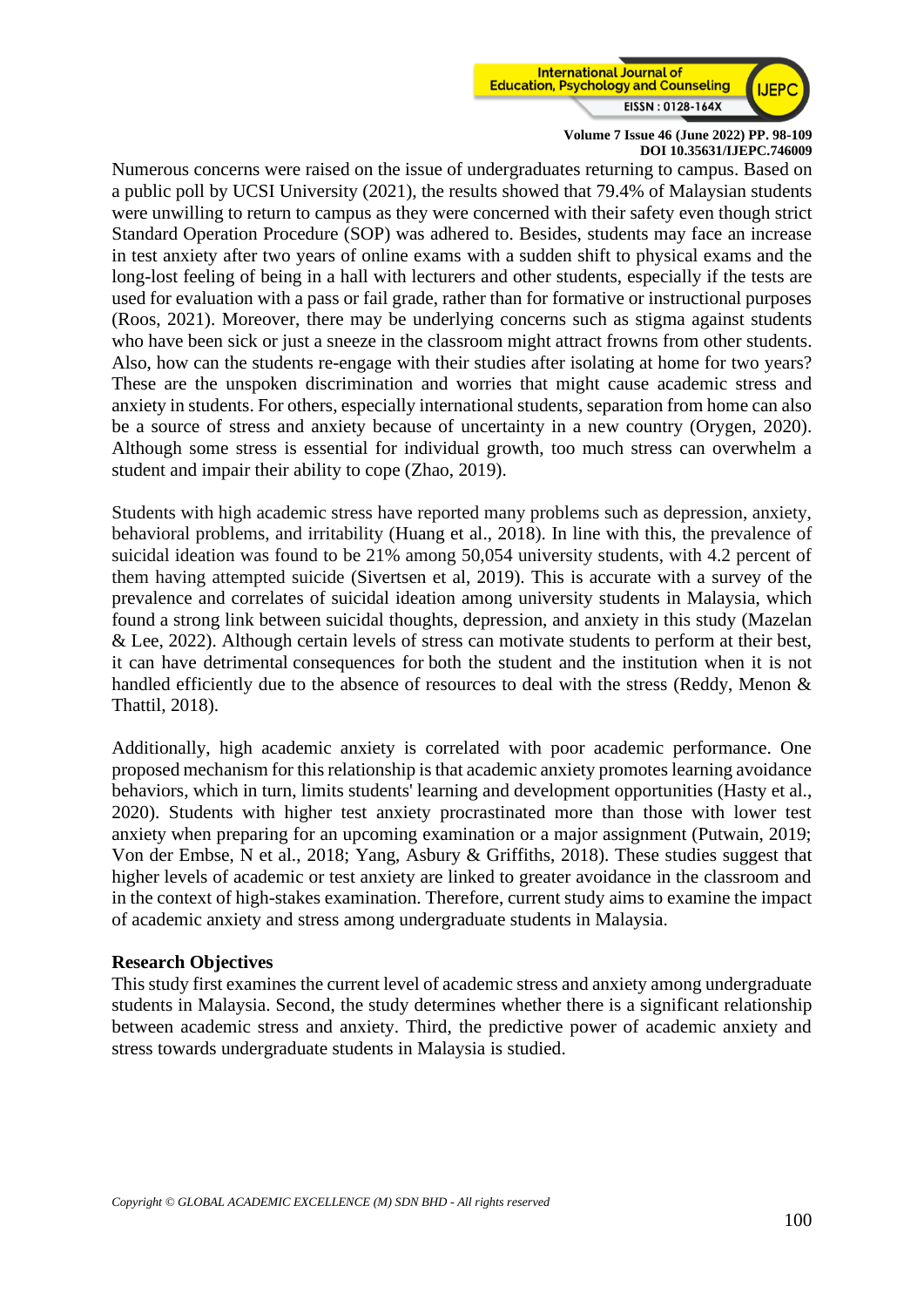Numerous concerns were raised on the issue of undergraduates returning to campus. Based on a public poll by UCSI University (2021), the results showed that 79.4% of Malaysian students were unwilling to return to campus as they were concerned with their safety even though strict Standard Operation Procedure (SOP) was adhered to. Besides, students may face an increase in test anxiety after two years of online exams with a sudden shift to physical exams and the long-lost feeling of being in a hall with lecturers and other students, especially if the tests are used for evaluation with a pass or fail grade, rather than for formative or instructional purposes (Roos, 2021). Moreover, there may be underlying concerns such as stigma against students who have been sick or just a sneeze in the classroom might attract frowns from other students. Also, how can the students re-engage with their studies after isolating at home for two years? These are the unspoken discrimination and worries that might cause academic stress and anxiety in students. For others, especially international students, separation from home can also be a source of stress and anxiety because of uncertainty in a new country (Orygen, 2020). Although some stress is essential for individual growth, too much stress can overwhelm a student and impair their ability to cope (Zhao, 2019).

Students with high academic stress have reported many problems such as depression, anxiety, behavioral problems, and irritability (Huang et al., 2018). In line with this, the prevalence of suicidal ideation was found to be 21% among 50,054 university students, with 4.2 percent of them having attempted suicide (Sivertsen et al, 2019). This is accurate with a survey of the prevalence and correlates of suicidal ideation among university students in Malaysia, which found a strong link between suicidal thoughts, depression, and anxiety in this study (Mazelan & Lee, 2022). Although certain levels of stress can motivate students to perform at their best, it can have detrimental consequences for both the student and the institution when it is not handled efficiently due to the absence of resources to deal with the stress (Reddy, Menon & Thattil, 2018).

Additionally, high academic anxiety is correlated with poor academic performance. One proposed mechanism for this relationship is that academic anxiety promotes learning avoidance behaviors, which in turn, limits students' learning and development opportunities (Hasty et al., 2020). Students with higher test anxiety procrastinated more than those with lower test anxiety when preparing for an upcoming examination or a major assignment (Putwain, 2019; Von der Embse, N et al., 2018; Yang, Asbury & Griffiths, 2018). These studies suggest that higher levels of academic or test anxiety are linked to greater avoidance in the classroom and in the context of high-stakes examination. Therefore, current study aims to examine the impact of academic anxiety and stress among undergraduate students in Malaysia.

**Research Objectives**

This study first examines the current level of academic stress and anxiety among undergraduate students in Malaysia. Second, the study determines whether there is a significant relationship between academic stress and anxiety. Third, the predictive power of academic anxiety and stress towards undergraduate students in Malaysia is studied.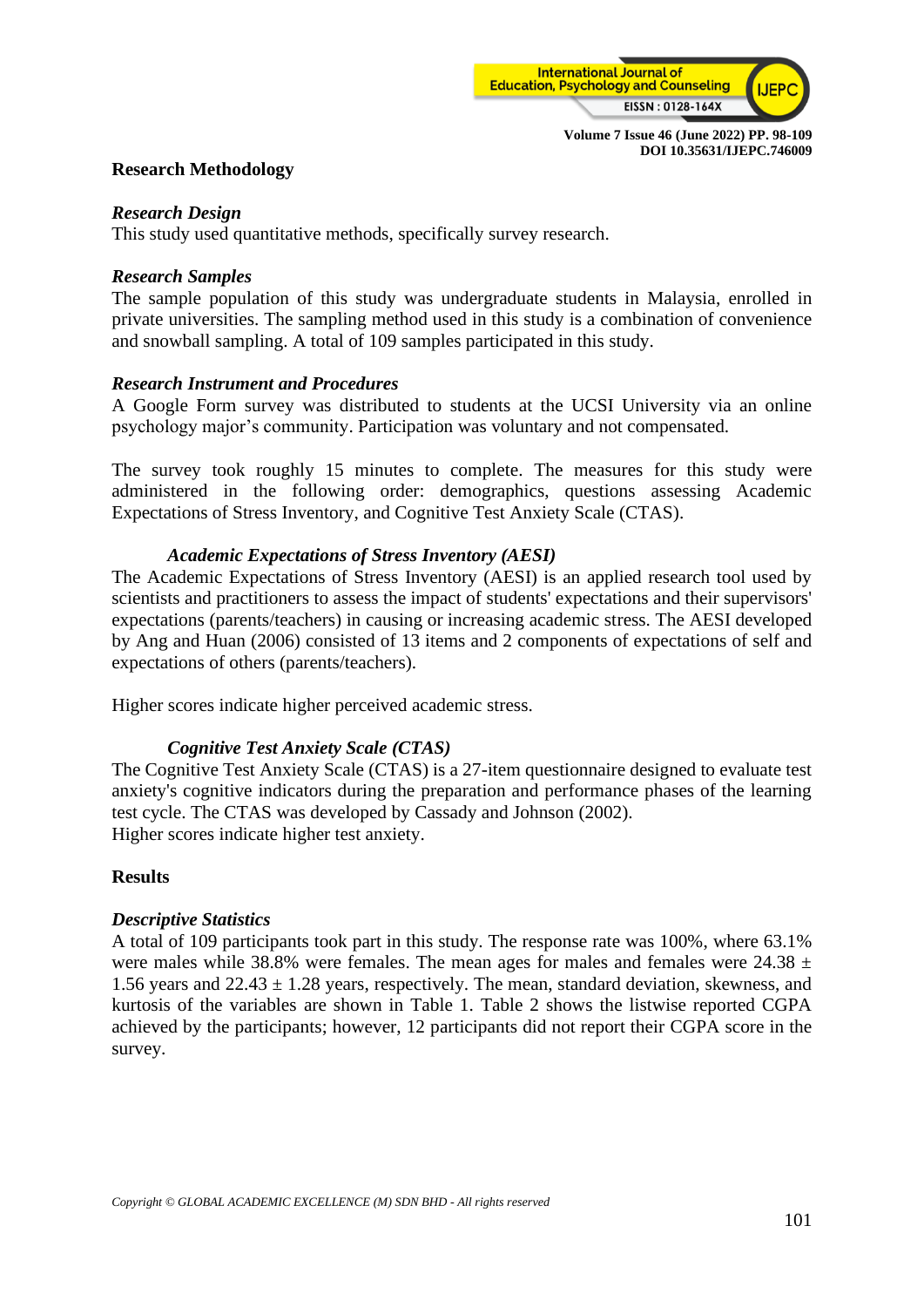## Research Methodology

### *Research Design*

This study used quantitative methods, specifically survey research.

### *Research Samples*

The sample population of this study was undergraduate students in Malaysia, enrolled in private universities. The sampling method used in this study is a combination of convenience and snowball sampling. A total of 109 samples participated in this study.

### *Research Instrument and Procedures*

A Google Form survey was distributed to students at the UCSI University via an online psychology major's community. Participation was voluntary and not compensated.

The survey took roughly 15 minutes to complete. The measures for this study were administered in the following order: demographics, questions assessing Academic Expectations of Stress Inventory, and Cognitive Test Anxiety Scale (CTAS).

#### *Academic Expectations of Stress Inventory (AESI)*

The Academic Expectations of Stress Inventory (AESI) is an applied research tool used by scientists and practitioners to assess the impact of students' expectations and their supervisors' expectations (parents/teachers) in causing or increasing academic stress. The AESI developed by Ang and Huan (2006) consisted of 13 items and 2 components of expectations of self and expectations of others (parents/teachers).

Higher scores indicate higher perceived academic stress.

#### *Cognitive Test Anxiety Scale (CTAS)*

The Cognitive Test Anxiety Scale (CTAS) is a 27-item questionnaire designed to evaluate test anxiety's cognitive indicators during the preparation and performance phases of the learning test cycle. The CTAS was developed by Cassady and Johnson (2002).
Higher scores indicate higher test anxiety.

## Results

### *Descriptive Statistics*

A total of 109 participants took part in this study. The response rate was 100%, where 63.1% were males while 38.8% were females. The mean ages for males and females were 24.38 ± 1.56 years and 22.43 ± 1.28 years, respectively. The mean, standard deviation, skewness, and kurtosis of the variables are shown in Table 1. Table 2 shows the listwise reported CGPA achieved by the participants; however, 12 participants did not report their CGPA score in the survey.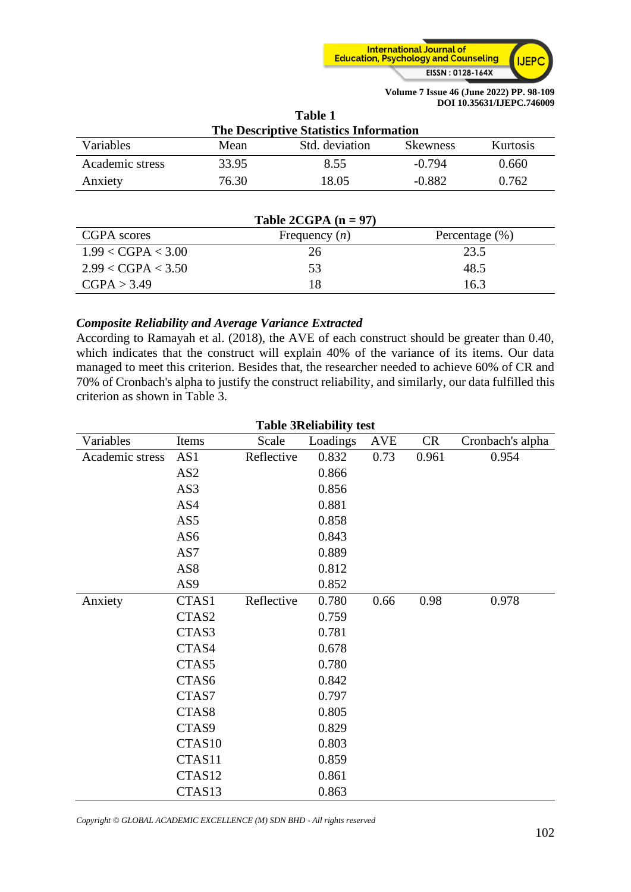**Table 1**
**The Descriptive Statistics Information**

| Variables | Mean | Std. deviation | Skewness | Kurtosis |
|---|---|---|---|---|
| Academic stress | 33.95 | 8.55 | -0.794 | 0.660 |
| Anxiety | 76.30 | 18.05 | -0.882 | 0.762 |

**Table 2CGPA (n = 97)**

| CGPA scores | Frequency (*n*) | Percentage (%) |
|---|---|---|
| 1.99 < CGPA < 3.00 | 26 | 23.5 |
| 2.99 < CGPA < 3.50 | 53 | 48.5 |
| CGPA > 3.49 | 18 | 16.3 |

### *Composite Reliability and Average Variance Extracted*

According to Ramayah et al. (2018), the AVE of each construct should be greater than 0.40, which indicates that the construct will explain 40% of the variance of its items. Our data managed to meet this criterion. Besides that, the researcher needed to achieve 60% of CR and 70% of Cronbach's alpha to justify the construct reliability, and similarly, our data fulfilled this criterion as shown in Table 3.

**Table 3Reliability test**

| Variables | Items | Scale | Loadings | AVE | CR | Cronbach's alpha |
|---|---|---|---|---|---|---|
| Academic stress | AS1 | Reflective | 0.832 | 0.73 | 0.961 | 0.954 |
| | AS2 | | 0.866 | | | |
| | AS3 | | 0.856 | | | |
| | AS4 | | 0.881 | | | |
| | AS5 | | 0.858 | | | |
| | AS6 | | 0.843 | | | |
| | AS7 | | 0.889 | | | |
| | AS8 | | 0.812 | | | |
| | AS9 | | 0.852 | | | |
| Anxiety | CTAS1 | Reflective | 0.780 | 0.66 | 0.98 | 0.978 |
| | CTAS2 | | 0.759 | | | |
| | CTAS3 | | 0.781 | | | |
| | CTAS4 | | 0.678 | | | |
| | CTAS5 | | 0.780 | | | |
| | CTAS6 | | 0.842 | | | |
| | CTAS7 | | 0.797 | | | |
| | CTAS8 | | 0.805 | | | |
| | CTAS9 | | 0.829 | | | |
| | CTAS10 | | 0.803 | | | |
| | CTAS11 | | 0.859 | | | |
| | CTAS12 | | 0.861 | | | |
| | CTAS13 | | 0.863 | | | |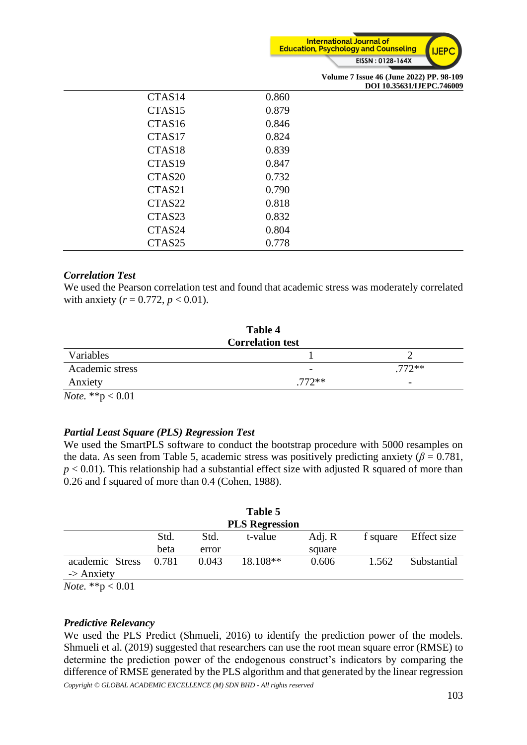| | |
|---|---|
| CTAS14 | 0.860 |
| CTAS15 | 0.879 |
| CTAS16 | 0.846 |
| CTAS17 | 0.824 |
| CTAS18 | 0.839 |
| CTAS19 | 0.847 |
| CTAS20 | 0.732 |
| CTAS21 | 0.790 |
| CTAS22 | 0.818 |
| CTAS23 | 0.832 |
| CTAS24 | 0.804 |
| CTAS25 | 0.778 |

### *Correlation Test*

We used the Pearson correlation test and found that academic stress was moderately correlated with anxiety ($r$ = 0.772, $p < 0.01$).

**Table 4**
**Correlation test**

| Variables | 1 | 2 |
|---|---|---|
| Academic stress | - | .772** |
| Anxiety | .772** | - |

*Note.* **p < 0.01

### *Partial Least Square (PLS) Regression Test*

We used the SmartPLS software to conduct the bootstrap procedure with 5000 resamples on the data. As seen from Table 5, academic stress was positively predicting anxiety ($\beta$ = 0.781, $p < 0.01$). This relationship had a substantial effect size with adjusted R squared of more than 0.26 and f squared of more than 0.4 (Cohen, 1988).

**Table 5**
**PLS Regression**

| | Std. beta | Std. error | t-value | Adj. R square | f square | Effect size |
|---|---|---|---|---|---|---|
| academic Stress -> Anxiety | 0.781 | 0.043 | 18.108** | 0.606 | 1.562 | Substantial |

*Note.* **p < 0.01

### *Predictive Relevancy*

We used the PLS Predict (Shmueli, 2016) to identify the prediction power of the models. Shmueli et al. (2019) suggested that researchers can use the root mean square error (RMSE) to determine the prediction power of the endogenous construct's indicators by comparing the difference of RMSE generated by the PLS algorithm and that generated by the linear regression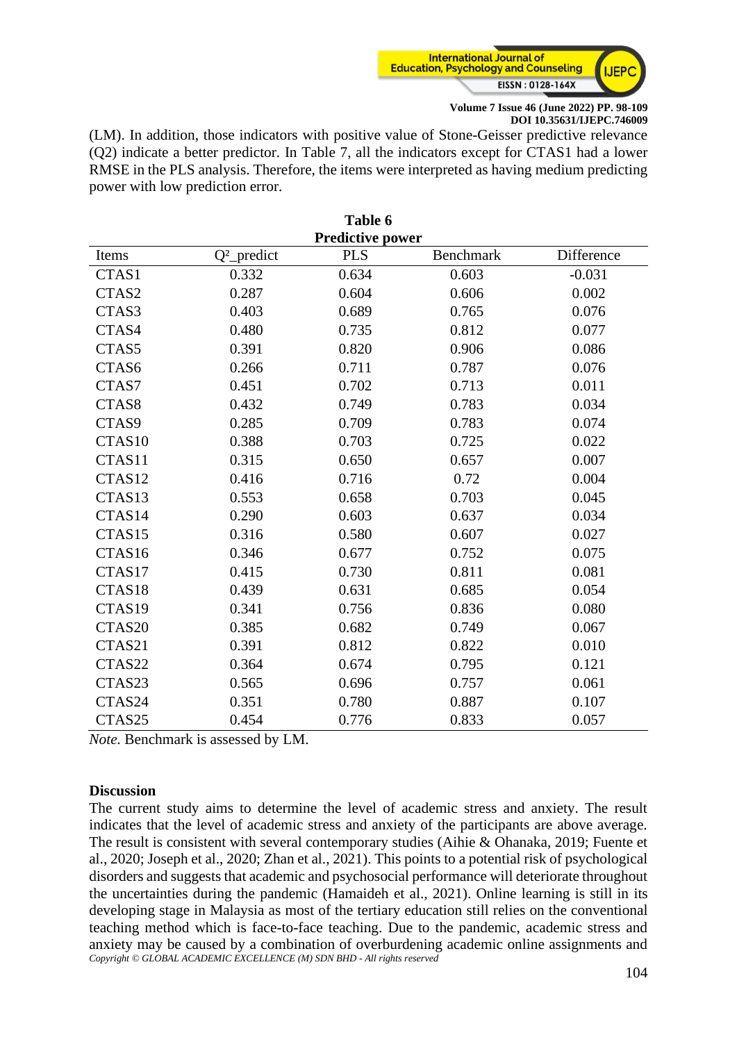(LM). In addition, those indicators with positive value of Stone-Geisser predictive relevance ($Q2$) indicate a better predictor. In Table 7, all the indicators except for CTAS1 had a lower RMSE in the PLS analysis. Therefore, the items were interpreted as having medium predicting power with low prediction error.

**Table 6**
**Predictive power**

| Items | $Q^2$_predict | PLS | Benchmark | Difference |
|---|---|---|---|---|
| CTAS1 | 0.332 | 0.634 | 0.603 | -0.031 |
| CTAS2 | 0.287 | 0.604 | 0.606 | 0.002 |
| CTAS3 | 0.403 | 0.689 | 0.765 | 0.076 |
| CTAS4 | 0.480 | 0.735 | 0.812 | 0.077 |
| CTAS5 | 0.391 | 0.820 | 0.906 | 0.086 |
| CTAS6 | 0.266 | 0.711 | 0.787 | 0.076 |
| CTAS7 | 0.451 | 0.702 | 0.713 | 0.011 |
| CTAS8 | 0.432 | 0.749 | 0.783 | 0.034 |
| CTAS9 | 0.285 | 0.709 | 0.783 | 0.074 |
| CTAS10 | 0.388 | 0.703 | 0.725 | 0.022 |
| CTAS11 | 0.315 | 0.650 | 0.657 | 0.007 |
| CTAS12 | 0.416 | 0.716 | 0.72 | 0.004 |
| CTAS13 | 0.553 | 0.658 | 0.703 | 0.045 |
| CTAS14 | 0.290 | 0.603 | 0.637 | 0.034 |
| CTAS15 | 0.316 | 0.580 | 0.607 | 0.027 |
| CTAS16 | 0.346 | 0.677 | 0.752 | 0.075 |
| CTAS17 | 0.415 | 0.730 | 0.811 | 0.081 |
| CTAS18 | 0.439 | 0.631 | 0.685 | 0.054 |
| CTAS19 | 0.341 | 0.756 | 0.836 | 0.080 |
| CTAS20 | 0.385 | 0.682 | 0.749 | 0.067 |
| CTAS21 | 0.391 | 0.812 | 0.822 | 0.010 |
| CTAS22 | 0.364 | 0.674 | 0.795 | 0.121 |
| CTAS23 | 0.565 | 0.696 | 0.757 | 0.061 |
| CTAS24 | 0.351 | 0.780 | 0.887 | 0.107 |
| CTAS25 | 0.454 | 0.776 | 0.833 | 0.057 |

*Note.* Benchmark is assessed by LM.

## Discussion

The current study aims to determine the level of academic stress and anxiety. The result indicates that the level of academic stress and anxiety of the participants are above average. The result is consistent with several contemporary studies (Aihie & Ohanaka, 2019; Fuente et al., 2020; Joseph et al., 2020; Zhan et al., 2021). This points to a potential risk of psychological disorders and suggests that academic and psychosocial performance will deteriorate throughout the uncertainties during the pandemic (Hamaideh et al., 2021). Online learning is still in its developing stage in Malaysia as most of the tertiary education still relies on the conventional teaching method which is face-to-face teaching. Due to the pandemic, academic stress and anxiety may be caused by a combination of overburdening academic online assignments and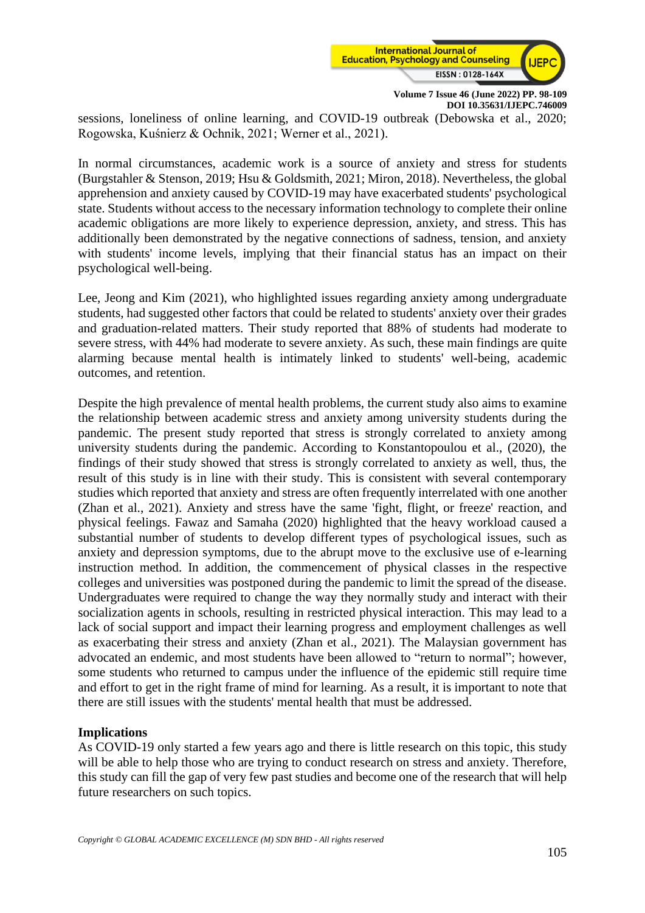sessions, loneliness of online learning, and COVID-19 outbreak (Debowska et al., 2020; Rogowska, Kuśnierz & Ochnik, 2021; Werner et al., 2021).

In normal circumstances, academic work is a source of anxiety and stress for students (Burgstahler & Stenson, 2019; Hsu & Goldsmith, 2021; Miron, 2018). Nevertheless, the global apprehension and anxiety caused by COVID-19 may have exacerbated students' psychological state. Students without access to the necessary information technology to complete their online academic obligations are more likely to experience depression, anxiety, and stress. This has additionally been demonstrated by the negative connections of sadness, tension, and anxiety with students' income levels, implying that their financial status has an impact on their psychological well-being.

Lee, Jeong and Kim (2021), who highlighted issues regarding anxiety among undergraduate students, had suggested other factors that could be related to students' anxiety over their grades and graduation-related matters. Their study reported that 88% of students had moderate to severe stress, with 44% had moderate to severe anxiety. As such, these main findings are quite alarming because mental health is intimately linked to students' well-being, academic outcomes, and retention.

Despite the high prevalence of mental health problems, the current study also aims to examine the relationship between academic stress and anxiety among university students during the pandemic. The present study reported that stress is strongly correlated to anxiety among university students during the pandemic. According to Konstantopoulou et al., (2020), the findings of their study showed that stress is strongly correlated to anxiety as well, thus, the result of this study is in line with their study. This is consistent with several contemporary studies which reported that anxiety and stress are often frequently interrelated with one another (Zhan et al., 2021). Anxiety and stress have the same 'fight, flight, or freeze' reaction, and physical feelings. Fawaz and Samaha (2020) highlighted that the heavy workload caused a substantial number of students to develop different types of psychological issues, such as anxiety and depression symptoms, due to the abrupt move to the exclusive use of e-learning instruction method. In addition, the commencement of physical classes in the respective colleges and universities was postponed during the pandemic to limit the spread of the disease. Undergraduates were required to change the way they normally study and interact with their socialization agents in schools, resulting in restricted physical interaction. This may lead to a lack of social support and impact their learning progress and employment challenges as well as exacerbating their stress and anxiety (Zhan et al., 2021). The Malaysian government has advocated an endemic, and most students have been allowed to "return to normal"; however, some students who returned to campus under the influence of the epidemic still require time and effort to get in the right frame of mind for learning. As a result, it is important to note that there are still issues with the students' mental health that must be addressed.

## Implications

As COVID-19 only started a few years ago and there is little research on this topic, this study will be able to help those who are trying to conduct research on stress and anxiety. Therefore, this study can fill the gap of very few past studies and become one of the research that will help future researchers on such topics.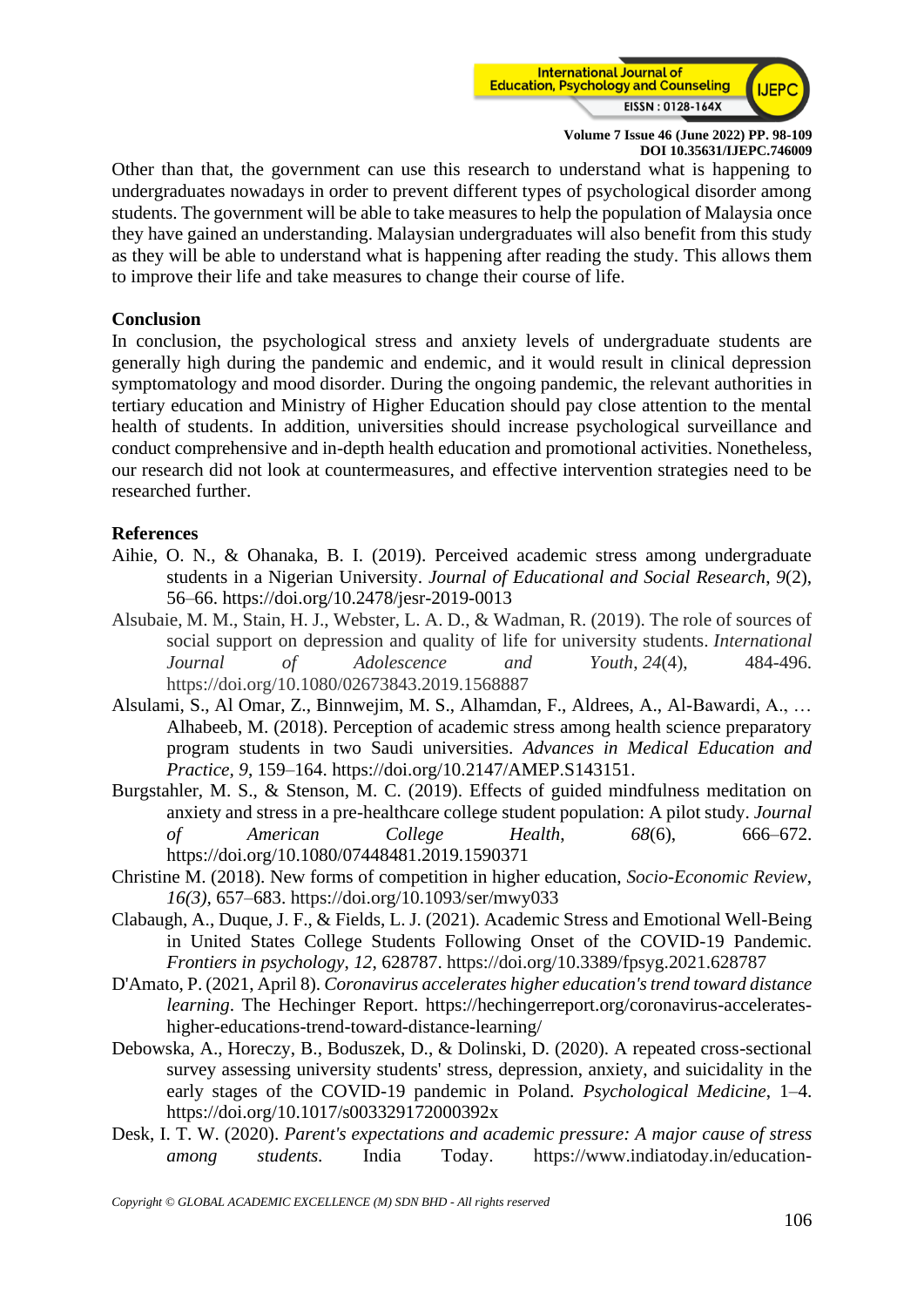Other than that, the government can use this research to understand what is happening to undergraduates nowadays in order to prevent different types of psychological disorder among students. The government will be able to take measures to help the population of Malaysia once they have gained an understanding. Malaysian undergraduates will also benefit from this study as they will be able to understand what is happening after reading the study. This allows them to improve their life and take measures to change their course of life.

## Conclusion

In conclusion, the psychological stress and anxiety levels of undergraduate students are generally high during the pandemic and endemic, and it would result in clinical depression symptomatology and mood disorder. During the ongoing pandemic, the relevant authorities in tertiary education and Ministry of Higher Education should pay close attention to the mental health of students. In addition, universities should increase psychological surveillance and conduct comprehensive and in-depth health education and promotional activities. Nonetheless, our research did not look at countermeasures, and effective intervention strategies need to be researched further.

## References

Aihie, O. N., & Ohanaka, B. I. (2019). Perceived academic stress among undergraduate students in a Nigerian University. *Journal of Educational and Social Research*, *9*(2), 56–66. https://doi.org/10.2478/jesr-2019-0013

Alsubaie, M. M., Stain, H. J., Webster, L. A. D., & Wadman, R. (2019). The role of sources of social support on depression and quality of life for university students. *International Journal of Adolescence and Youth*, *24*(4), 484-496. https://doi.org/10.1080/02673843.2019.1568887

Alsulami, S., Al Omar, Z., Binnwejim, M. S., Alhamdan, F., Aldrees, A., Al-Bawardi, A., … Alhabeeb, M. (2018). Perception of academic stress among health science preparatory program students in two Saudi universities. *Advances in Medical Education and Practice*, *9*, 159–164. https://doi.org/10.2147/AMEP.S143151.

Burgstahler, M. S., & Stenson, M. C. (2019). Effects of guided mindfulness meditation on anxiety and stress in a pre-healthcare college student population: A pilot study. *Journal of American College Health*, *68*(6), 666–672. https://doi.org/10.1080/07448481.2019.1590371

Christine M. (2018). New forms of competition in higher education, *Socio-Economic Review*, *16(3)*, 657–683. https://doi.org/10.1093/ser/mwy033

Clabaugh, A., Duque, J. F., & Fields, L. J. (2021). Academic Stress and Emotional Well-Being in United States College Students Following Onset of the COVID-19 Pandemic. *Frontiers in psychology*, *12*, 628787. https://doi.org/10.3389/fpsyg.2021.628787

D'Amato, P. (2021, April 8). *Coronavirus accelerates higher education's trend toward distance learning*. The Hechinger Report. https://hechingerreport.org/coronavirus-accelerates-higher-educations-trend-toward-distance-learning/

Debowska, A., Horeczy, B., Boduszek, D., & Dolinski, D. (2020). A repeated cross-sectional survey assessing university students' stress, depression, anxiety, and suicidality in the early stages of the COVID-19 pandemic in Poland. *Psychological Medicine*, 1–4. https://doi.org/10.1017/s003329172000392x

Desk, I. T. W. (2020). *Parent's expectations and academic pressure: A major cause of stress among students*. India Today. https://www.indiatoday.in/education-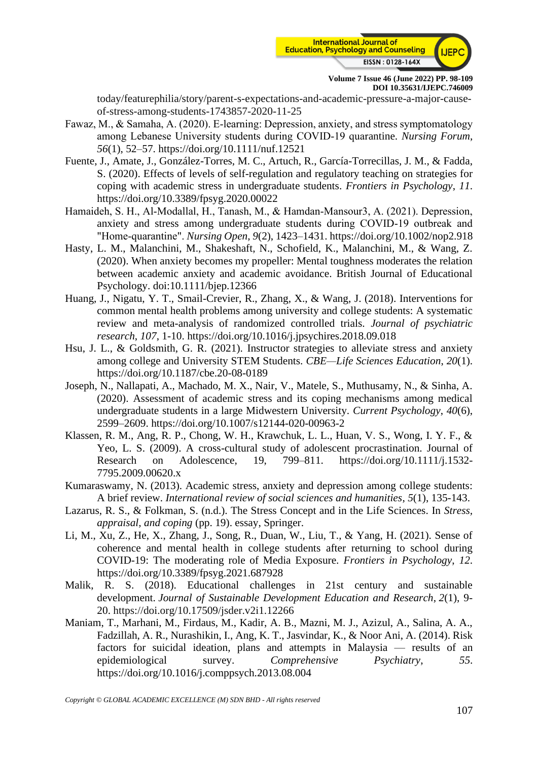today/featurephilia/story/parent-s-expectations-and-academic-pressure-a-major-cause-of-stress-among-students-1743857-2020-11-25

Fawaz, M., & Samaha, A. (2020). E-learning: Depression, anxiety, and stress symptomatology among Lebanese University students during COVID-19 quarantine. *Nursing Forum*, *56*(1), 52–57. https://doi.org/10.1111/nuf.12521

Fuente, J., Amate, J., González-Torres, M. C., Artuch, R., García-Torrecillas, J. M., & Fadda, S. (2020). Effects of levels of self-regulation and regulatory teaching on strategies for coping with academic stress in undergraduate students. *Frontiers in Psychology*, *11*. https://doi.org/10.3389/fpsyg.2020.00022

Hamaideh, S. H., Al-Modallal, H., Tanash, M., & Hamdan-Mansour3, A. (2021). Depression, anxiety and stress among undergraduate students during COVID-19 outbreak and "Home-quarantine". *Nursing Open*, *9*(2), 1423–1431. https://doi.org/10.1002/nop2.918

Hasty, L. M., Malanchini, M., Shakeshaft, N., Schofield, K., Malanchini, M., & Wang, Z. (2020). When anxiety becomes my propeller: Mental toughness moderates the relation between academic anxiety and academic avoidance. British Journal of Educational Psychology. doi:10.1111/bjep.12366

Huang, J., Nigatu, Y. T., Smail-Crevier, R., Zhang, X., & Wang, J. (2018). Interventions for common mental health problems among university and college students: A systematic review and meta-analysis of randomized controlled trials. *Journal of psychiatric research*, *107*, 1-10. https://doi.org/10.1016/j.jpsychires.2018.09.018

Hsu, J. L., & Goldsmith, G. R. (2021). Instructor strategies to alleviate stress and anxiety among college and University STEM Students. *CBE—Life Sciences Education*, *20*(1). https://doi.org/10.1187/cbe.20-08-0189

Joseph, N., Nallapati, A., Machado, M. X., Nair, V., Matele, S., Muthusamy, N., & Sinha, A. (2020). Assessment of academic stress and its coping mechanisms among medical undergraduate students in a large Midwestern University. *Current Psychology*, *40*(6), 2599–2609. https://doi.org/10.1007/s12144-020-00963-2

Klassen, R. M., Ang, R. P., Chong, W. H., Krawchuk, L. L., Huan, V. S., Wong, I. Y. F., & Yeo, L. S. (2009). A cross-cultural study of adolescent procrastination. Journal of Research on Adolescence, 19, 799–811. https://doi.org/10.1111/j.1532-7795.2009.00620.x

Kumaraswamy, N. (2013). Academic stress, anxiety and depression among college students: A brief review. *International review of social sciences and humanities*, *5*(1), 135-143.

Lazarus, R. S., & Folkman, S. (n.d.). The Stress Concept and in the Life Sciences. In *Stress, appraisal, and coping* (pp. 19). essay, Springer.

Li, M., Xu, Z., He, X., Zhang, J., Song, R., Duan, W., Liu, T., & Yang, H. (2021). Sense of coherence and mental health in college students after returning to school during COVID-19: The moderating role of Media Exposure. *Frontiers in Psychology*, *12*. https://doi.org/10.3389/fpsyg.2021.687928

Malik, R. S. (2018). Educational challenges in 21st century and sustainable development. *Journal of Sustainable Development Education and Research*, *2*(1), 9-20. https://doi.org/10.17509/jsder.v2i1.12266

Maniam, T., Marhani, M., Firdaus, M., Kadir, A. B., Mazni, M. J., Azizul, A., Salina, A. A., Fadzillah, A. R., Nurashikin, I., Ang, K. T., Jasvindar, K., & Noor Ani, A. (2014). Risk factors for suicidal ideation, plans and attempts in Malaysia — results of an epidemiological survey. *Comprehensive Psychiatry*, *55*. https://doi.org/10.1016/j.comppsych.2013.08.004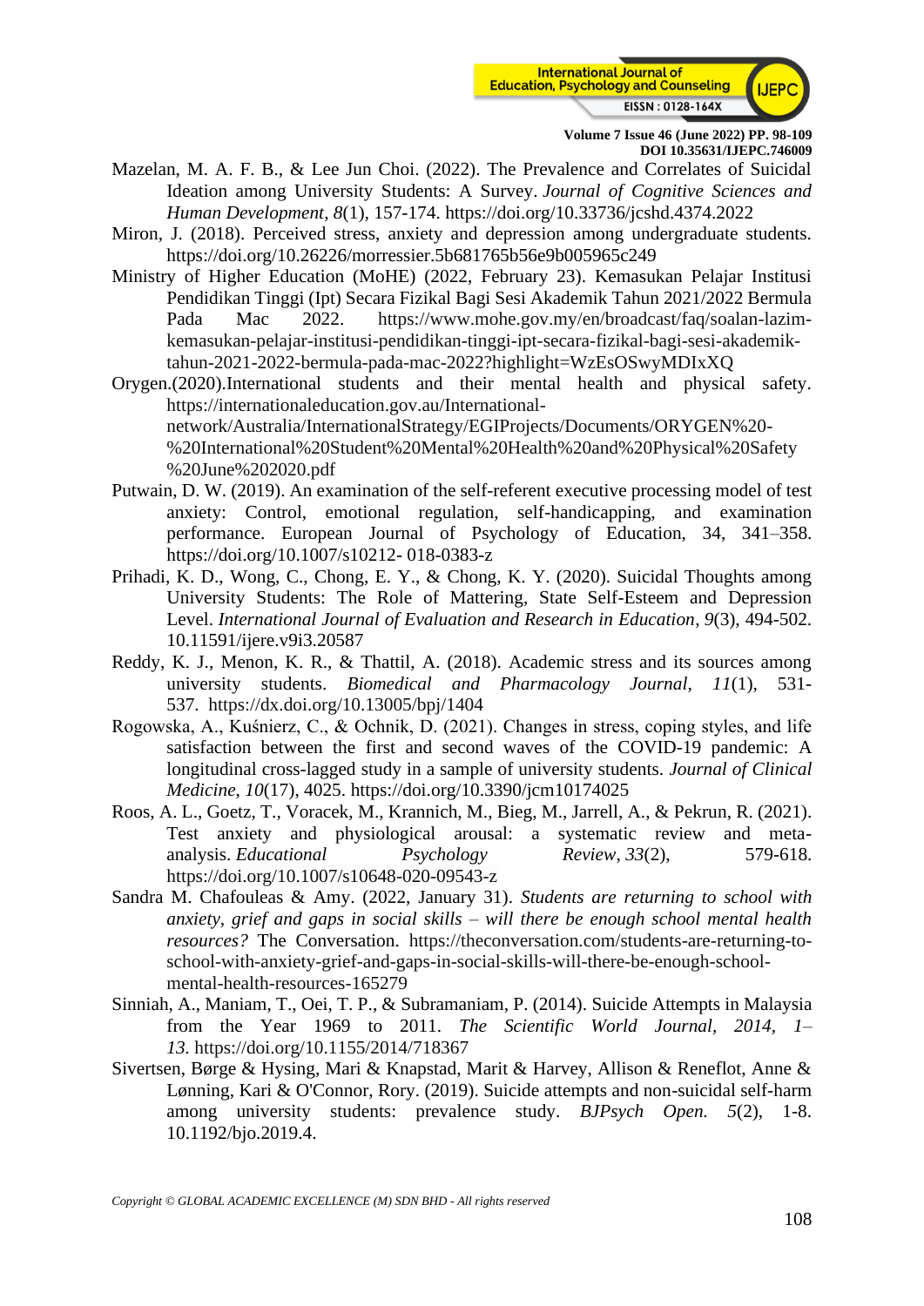Mazelan, M. A. F. B., & Lee Jun Choi. (2022). The Prevalence and Correlates of Suicidal Ideation among University Students: A Survey. *Journal of Cognitive Sciences and Human Development*, *8*(1), 157-174. https://doi.org/10.33736/jcshd.4374.2022

Miron, J. (2018). Perceived stress, anxiety and depression among undergraduate students. https://doi.org/10.26226/morressier.5b681765b56e9b005965c249

Ministry of Higher Education (MoHE) (2022, February 23). Kemasukan Pelajar Institusi Pendidikan Tinggi (Ipt) Secara Fizikal Bagi Sesi Akademik Tahun 2021/2022 Bermula Pada Mac 2022. https://www.mohe.gov.my/en/broadcast/faq/soalan-lazim-kemasukan-pelajar-institusi-pendidikan-tinggi-ipt-secara-fizikal-bagi-sesi-akademik-tahun-2021-2022-bermula-pada-mac-2022?highlight=WzEsOSwyMDIxXQ

Orygen.(2020).International students and their mental health and physical safety. https://internationaleducation.gov.au/International-network/Australia/InternationalStrategy/EGIProjects/Documents/ORYGEN%20-%20International%20Student%20Mental%20Health%20and%20Physical%20Safety%20June%202020.pdf

Putwain, D. W. (2019). An examination of the self-referent executive processing model of test anxiety: Control, emotional regulation, self-handicapping, and examination performance. European Journal of Psychology of Education, 34, 341–358. https://doi.org/10.1007/s10212- 018-0383-z

Prihadi, K. D., Wong, C., Chong, E. Y., & Chong, K. Y. (2020). Suicidal Thoughts among University Students: The Role of Mattering, State Self-Esteem and Depression Level. *International Journal of Evaluation and Research in Education*, *9*(3), 494-502. 10.11591/ijere.v9i3.20587

Reddy, K. J., Menon, K. R., & Thattil, A. (2018). Academic stress and its sources among university students. *Biomedical and Pharmacology Journal*, *11*(1), 531-537. https://dx.doi.org/10.13005/bpj/1404

Rogowska, A., Kuśnierz, C., & Ochnik, D. (2021). Changes in stress, coping styles, and life satisfaction between the first and second waves of the COVID-19 pandemic: A longitudinal cross-lagged study in a sample of university students. *Journal of Clinical Medicine*, *10*(17), 4025. https://doi.org/10.3390/jcm10174025

Roos, A. L., Goetz, T., Voracek, M., Krannich, M., Bieg, M., Jarrell, A., & Pekrun, R. (2021). Test anxiety and physiological arousal: a systematic review and meta-analysis. *Educational Psychology Review*, *33*(2), 579-618. https://doi.org/10.1007/s10648-020-09543-z

Sandra M. Chafouleas & Amy. (2022, January 31). *Students are returning to school with anxiety, grief and gaps in social skills – will there be enough school mental health resources?* The Conversation. https://theconversation.com/students-are-returning-to-school-with-anxiety-grief-and-gaps-in-social-skills-will-there-be-enough-school-mental-health-resources-165279

Sinniah, A., Maniam, T., Oei, T. P., & Subramaniam, P. (2014). Suicide Attempts in Malaysia from the Year 1969 to 2011. *The Scientific World Journal, 2014, 1–13.* https://doi.org/10.1155/2014/718367

Sivertsen, Børge & Hysing, Mari & Knapstad, Marit & Harvey, Allison & Reneflot, Anne & Lønning, Kari & O'Connor, Rory. (2019). Suicide attempts and non-suicidal self-harm among university students: prevalence study. *BJPsych Open. 5*(2), 1-8. 10.1192/bjo.2019.4.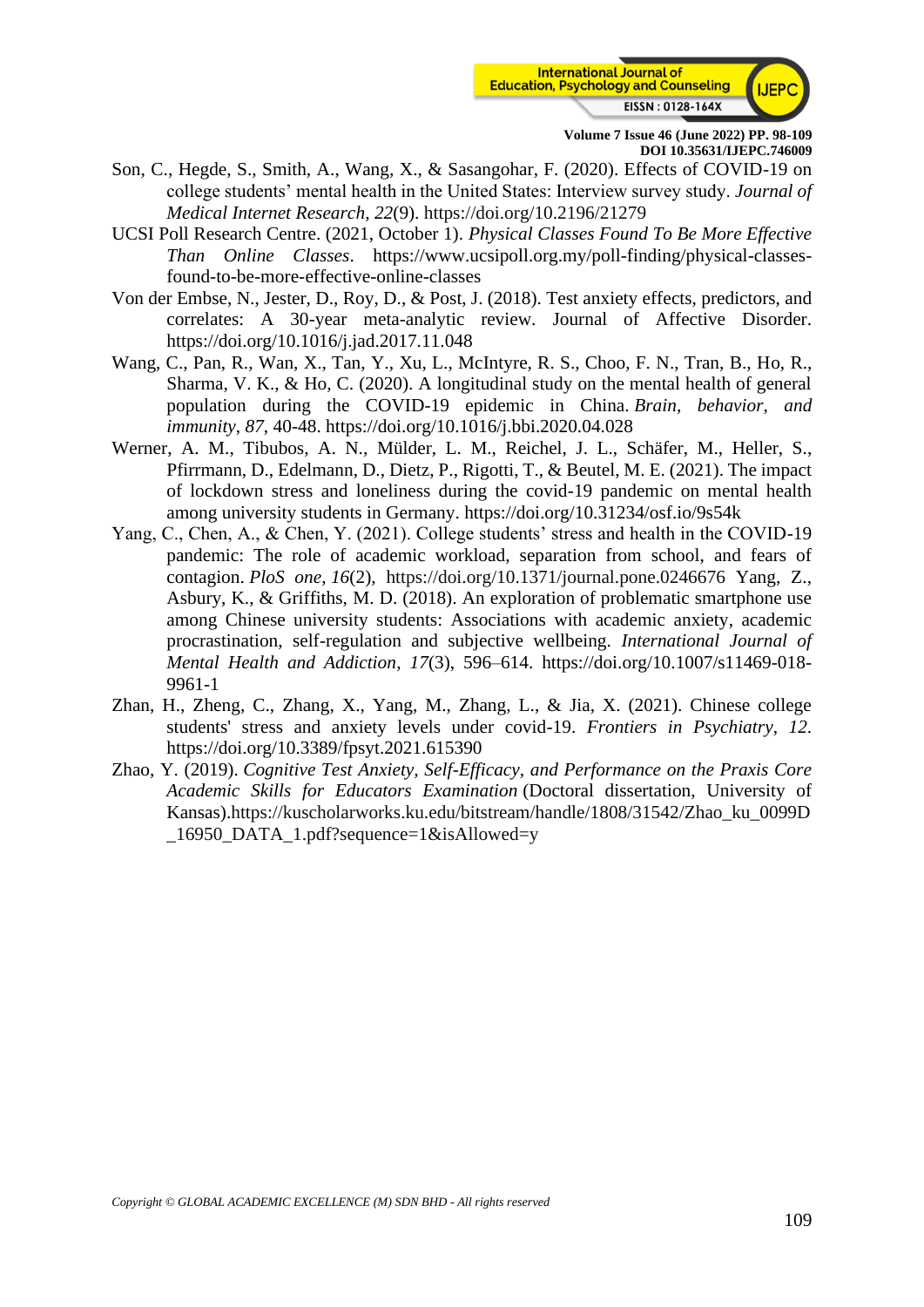Son, C., Hegde, S., Smith, A., Wang, X., & Sasangohar, F. (2020). Effects of COVID-19 on college students' mental health in the United States: Interview survey study. *Journal of Medical Internet Research*, *22*(9). https://doi.org/10.2196/21279

UCSI Poll Research Centre. (2021, October 1). *Physical Classes Found To Be More Effective Than Online Classes*. https://www.ucsipoll.org.my/poll-finding/physical-classes-found-to-be-more-effective-online-classes

Von der Embse, N., Jester, D., Roy, D., & Post, J. (2018). Test anxiety effects, predictors, and correlates: A 30-year meta-analytic review. Journal of Affective Disorder. https://doi.org/10.1016/j.jad.2017.11.048

Wang, C., Pan, R., Wan, X., Tan, Y., Xu, L., McIntyre, R. S., Choo, F. N., Tran, B., Ho, R., Sharma, V. K., & Ho, C. (2020). A longitudinal study on the mental health of general population during the COVID-19 epidemic in China. *Brain, behavior, and immunity*, *87*, 40-48. https://doi.org/10.1016/j.bbi.2020.04.028

Werner, A. M., Tibubos, A. N., Mülder, L. M., Reichel, J. L., Schäfer, M., Heller, S., Pfirrmann, D., Edelmann, D., Dietz, P., Rigotti, T., & Beutel, M. E. (2021). The impact of lockdown stress and loneliness during the covid-19 pandemic on mental health among university students in Germany. https://doi.org/10.31234/osf.io/9s54k

Yang, C., Chen, A., & Chen, Y. (2021). College students' stress and health in the COVID-19 pandemic: The role of academic workload, separation from school, and fears of contagion. *PloS one*, *16*(2), https://doi.org/10.1371/journal.pone.0246676 Yang, Z., Asbury, K., & Griffiths, M. D. (2018). An exploration of problematic smartphone use among Chinese university students: Associations with academic anxiety, academic procrastination, self-regulation and subjective wellbeing. *International Journal of Mental Health and Addiction*, *17*(3), 596–614. https://doi.org/10.1007/s11469-018-9961-1

Zhan, H., Zheng, C., Zhang, X., Yang, M., Zhang, L., & Jia, X. (2021). Chinese college students' stress and anxiety levels under covid-19. *Frontiers in Psychiatry*, *12*. https://doi.org/10.3389/fpsyt.2021.615390

Zhao, Y. (2019). *Cognitive Test Anxiety, Self-Efficacy, and Performance on the Praxis Core Academic Skills for Educators Examination* (Doctoral dissertation, University of Kansas).https://kuscholarworks.ku.edu/bitstream/handle/1808/31542/Zhao_ku_0099D_16950_DATA_1.pdf?sequence=1&isAllowed=y

*Copyright © GLOBAL ACADEMIC EXCELLENCE (M) SDN BHD - All rights reserved*